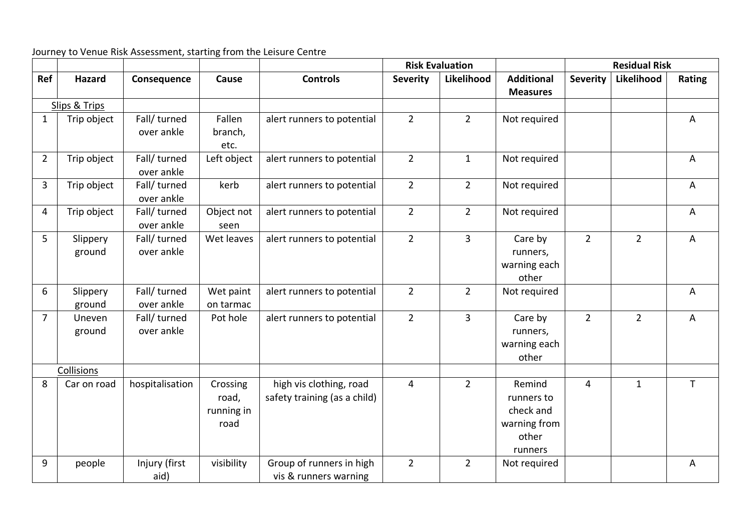Journey to Venue Risk Assessment, starting from the Leisure Centre

| | | | | | Risk Evaluation | | | Residual Risk | | |
|---|---|---|---|---|---|---|---|---|---|---|
| Ref | Hazard | Consequence | Cause | Controls | Severity | Likelihood | Additional Measures | Severity | Likelihood | Rating |
| | Slips & Trips | | | | | | | | | |
| 1 | Trip object | Fall/ turned over ankle | Fallen branch, etc. | alert runners to potential | 2 | 2 | Not required | | | A |
| 2 | Trip object | Fall/ turned over ankle | Left object | alert runners to potential | 2 | 1 | Not required | | | A |
| 3 | Trip object | Fall/ turned over ankle | kerb | alert runners to potential | 2 | 2 | Not required | | | A |
| 4 | Trip object | Fall/ turned over ankle | Object not seen | alert runners to potential | 2 | 2 | Not required | | | A |
| 5 | Slippery ground | Fall/ turned over ankle | Wet leaves | alert runners to potential | 2 | 3 | Care by runners, warning each other | 2 | 2 | A |
| 6 | Slippery ground | Fall/ turned over ankle | Wet paint on tarmac | alert runners to potential | 2 | 2 | Not required | | | A |
| 7 | Uneven ground | Fall/ turned over ankle | Pot hole | alert runners to potential | 2 | 3 | Care by runners, warning each other | 2 | 2 | A |
| | Collisions | | | | | | | | | |
| 8 | Car on road | hospitalisation | Crossing road, running in road | high vis clothing, road safety training (as a child) | 4 | 2 | Remind runners to check and warning from other runners | 4 | 1 | T |
| 9 | people | Injury (first aid) | visibility | Group of runners in high vis & runners warning | 2 | 2 | Not required | | | A |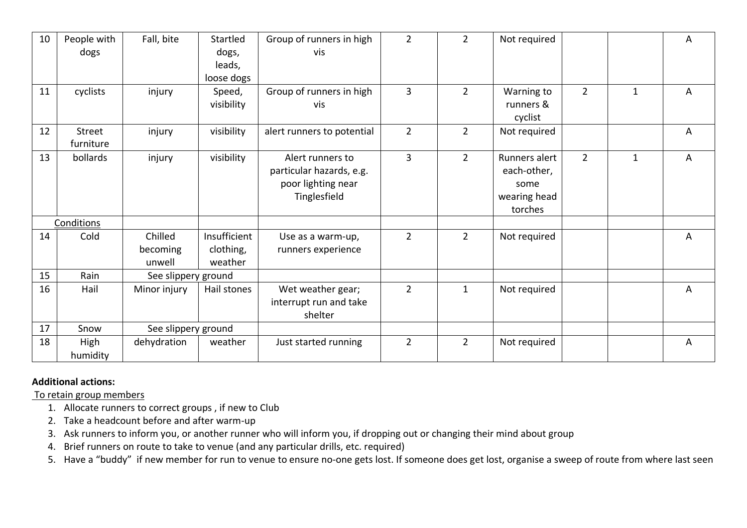| | | | | | | | | | | |
|---|---|---|---|---|---|---|---|---|---|---|
| 10 | People with dogs | Fall, bite | Startled dogs, leads, loose dogs | Group of runners in high vis | 2 | 2 | Not required | | | A |
| 11 | cyclists | injury | Speed, visibility | Group of runners in high vis | 3 | 2 | Warning to runners & cyclist | 2 | 1 | A |
| 12 | Street furniture | injury | visibility | alert runners to potential | 2 | 2 | Not required | | | A |
| 13 | bollards | injury | visibility | Alert runners to particular hazards, e.g. poor lighting near Tinglesfield | 3 | 2 | Runners alert each-other, some wearing head torches | 2 | 1 | A |
| Conditions | | | | | | | | | | |
| 14 | Cold | Chilled becoming unwell | Insufficient clothing, weather | Use as a warm-up, runners experience | 2 | 2 | Not required | | | A |
| 15 | Rain | See slippery ground | | | | | | | | |
| 16 | Hail | Minor injury | Hail stones | Wet weather gear; interrupt run and take shelter | 2 | 1 | Not required | | | A |
| 17 | Snow | See slippery ground | | | | | | | | |
| 18 | High humidity | dehydration | weather | Just started running | 2 | 2 | Not required | | | A |

**Additional actions:**

To retain group members

1. Allocate runners to correct groups , if new to Club
2. Take a headcount before and after warm-up
3. Ask runners to inform you, or another runner who will inform you, if dropping out or changing their mind about group
4. Brief runners on route to take to venue (and any particular drills, etc. required)
5. Have a "buddy" if new member for run to venue to ensure no-one gets lost. If someone does get lost, organise a sweep of route from where last seen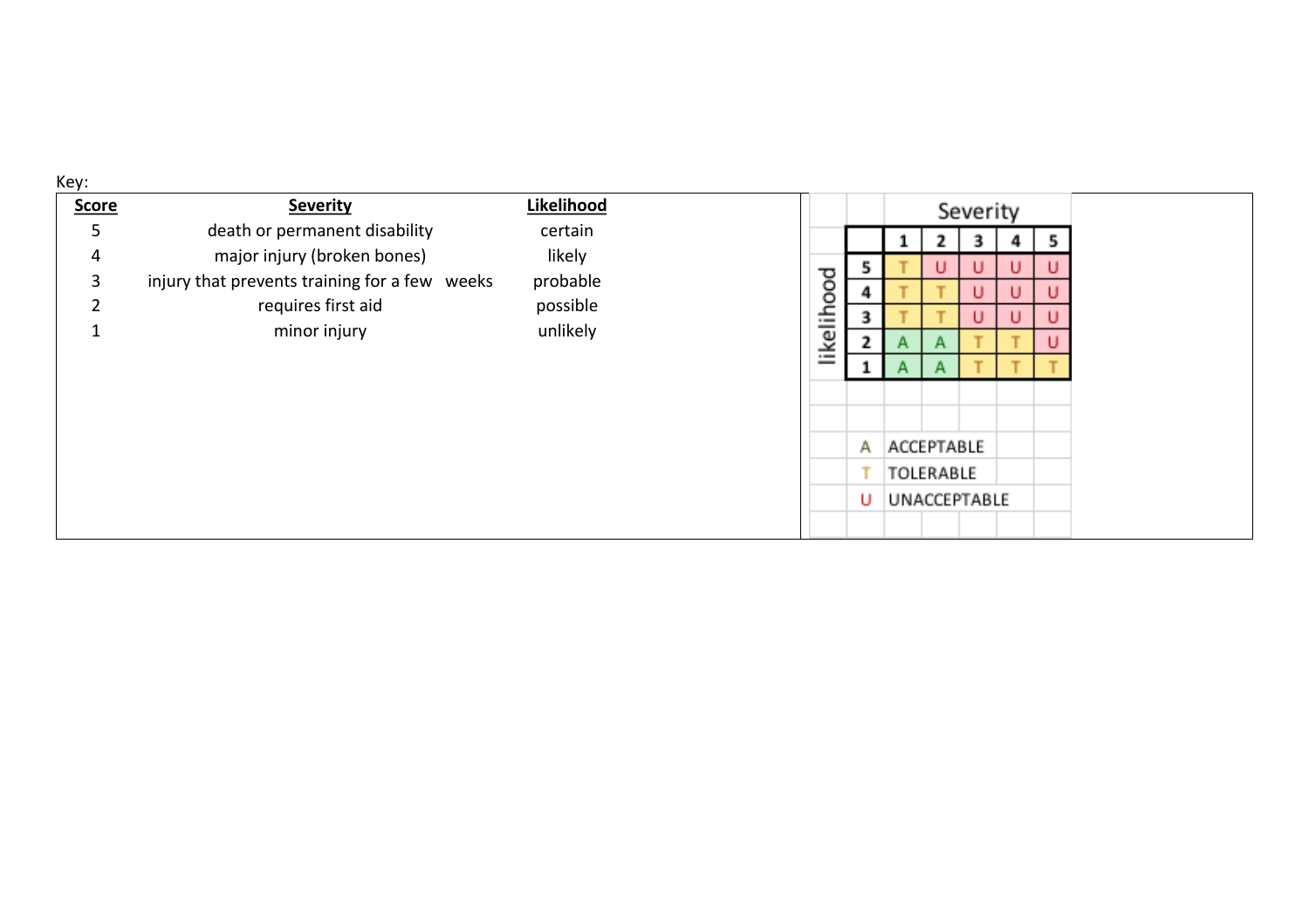Key:

| Score | Severity | Likelihood |
|---|---|---|
| 5 | death or permanent disability | certain |
| 4 | major injury (broken bones) | likely |
| 3 | injury that prevents training for a few weeks | probable |
| 2 | requires first aid | possible |
| 1 | minor injury | unlikely |

| likelihood \ Severity | 1 | 2 | 3 | 4 | 5 |
|---|---|---|---|---|---|
| 5 | T | U | U | U | U |
| 4 | T | T | U | U | U |
| 3 | T | T | U | U | U |
| 2 | A | A | T | T | U |
| 1 | A | A | T | T | T |

A ACCEPTABLE

T TOLERABLE

U UNACCEPTABLE